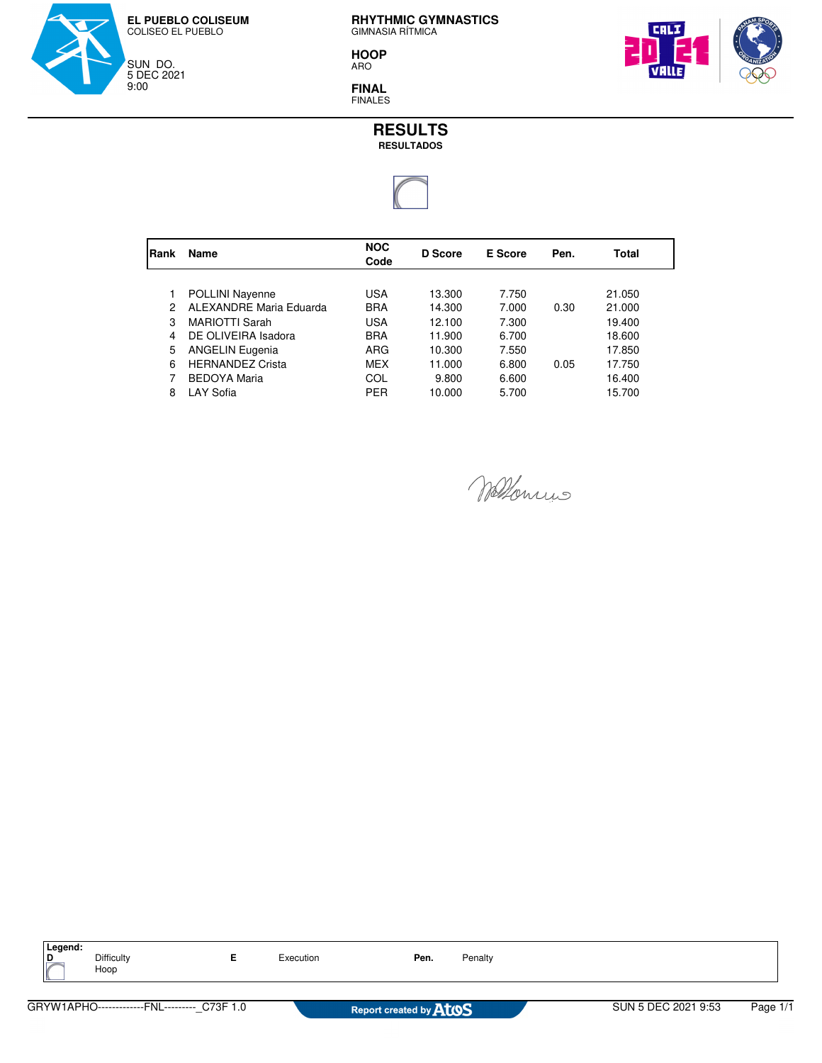**EL PUEBLO COLISEUM**
COLISEO EL PUEBLO

SUN DO.
5 DEC 2021
9:00

# RHYTHMIC GYMNASTICS
GIMNASIA RÍTMICA

## HOOP
ARO

## FINAL
FINALES

# RESULTS
**RESULTADOS**

| Rank | Name | NOC Code | D Score | E Score | Pen. | Total |
|---|---|---|---|---|---|---|
| 1 | POLLINI Nayenne | USA | 13.300 | 7.750 | | 21.050 |
| 2 | ALEXANDRE Maria Eduarda | BRA | 14.300 | 7.000 | 0.30 | 21.000 |
| 3 | MARIOTTI Sarah | USA | 12.100 | 7.300 | | 19.400 |
| 4 | DE OLIVEIRA Isadora | BRA | 11.900 | 6.700 | | 18.600 |
| 5 | ANGELIN Eugenia | ARG | 10.300 | 7.550 | | 17.850 |
| 6 | HERNANDEZ Crista | MEX | 11.000 | 6.800 | 0.05 | 17.750 |
| 7 | BEDOYA Maria | COL | 9.800 | 6.600 | | 16.400 |
| 8 | LAY Sofia | PER | 10.000 | 5.700 | | 15.700 |

**Legend:**

| | | | | | |
|---|---|---|---|---|---|
| **D** | Difficulty | **E** | Execution | **Pen.** | Penalty |
| | Hoop | | | | |

GRYW1APHO-------------FNL---------_C73F 1.0 — Report created by Atos — SUN 5 DEC 2021 9:53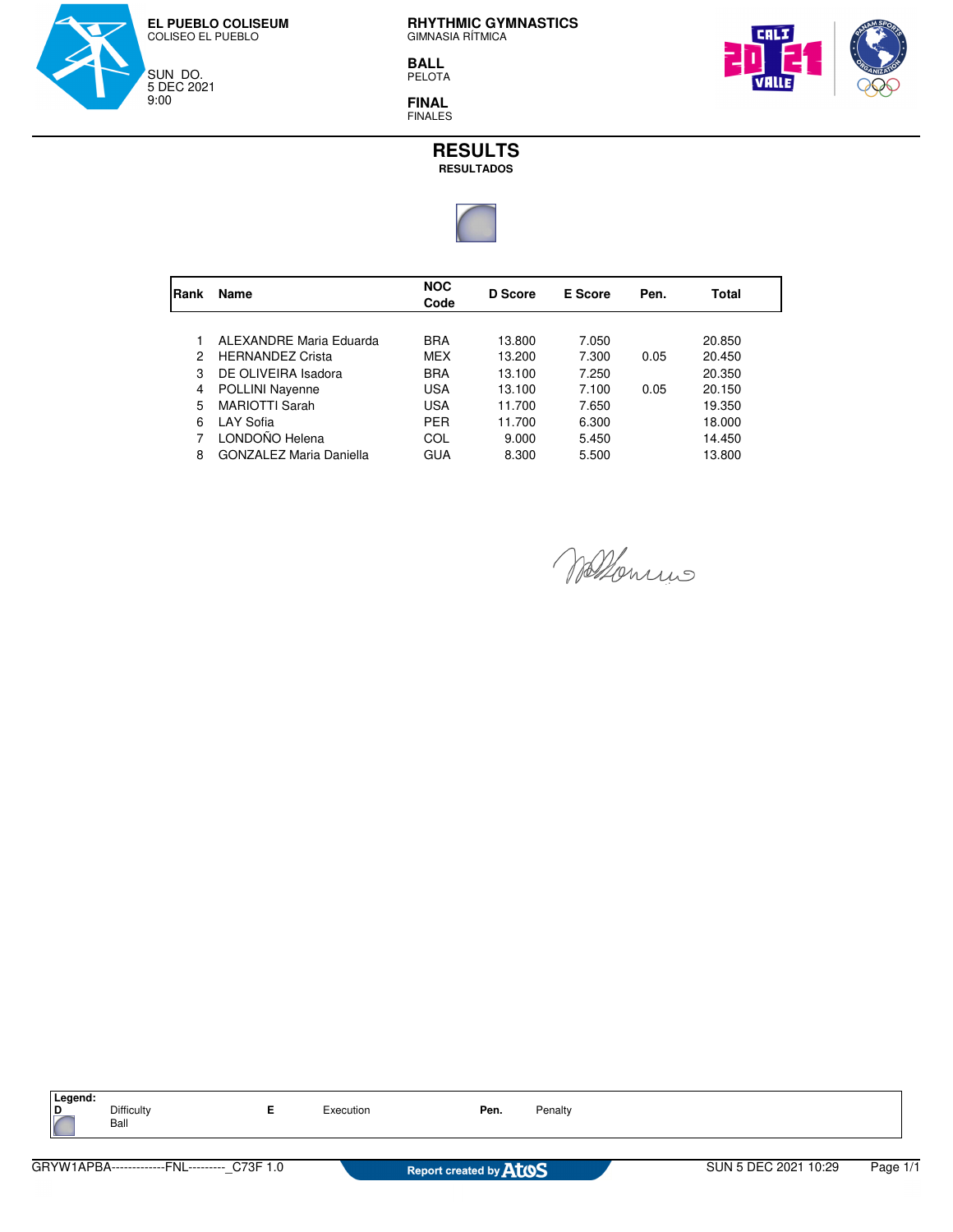**EL PUEBLO COLISEUM**
COLISEO EL PUEBLO

SUN DO.
5 DEC 2021
9:00

**RHYTHMIC GYMNASTICS**
GIMNASIA RÍTMICA

**BALL**
PELOTA

**FINAL**
FINALES

# RESULTS
**RESULTADOS**

| Rank | Name | NOC Code | D Score | E Score | Pen. | Total |
|---|---|---|---|---|---|---|
| 1 | ALEXANDRE Maria Eduarda | BRA | 13.800 | 7.050 | | 20.850 |
| 2 | HERNANDEZ Crista | MEX | 13.200 | 7.300 | 0.05 | 20.450 |
| 3 | DE OLIVEIRA Isadora | BRA | 13.100 | 7.250 | | 20.350 |
| 4 | POLLINI Nayenne | USA | 13.100 | 7.100 | 0.05 | 20.150 |
| 5 | MARIOTTI Sarah | USA | 11.700 | 7.650 | | 19.350 |
| 6 | LAY Sofia | PER | 11.700 | 6.300 | | 18.000 |
| 7 | LONDOÑO Helena | COL | 9.000 | 5.450 | | 14.450 |
| 8 | GONZALEZ Maria Daniella | GUA | 8.300 | 5.500 | | 13.800 |

**Legend:**

| | | | | | |
|---|---|---|---|---|---|
| **D** | Difficulty | **E** | Execution | **Pen.** | Penalty |
| | Ball | | | | |

GRYW1APBA-------------FNL---------_C73F 1.0 — Report created by Atos — SUN 5 DEC 2021 10:29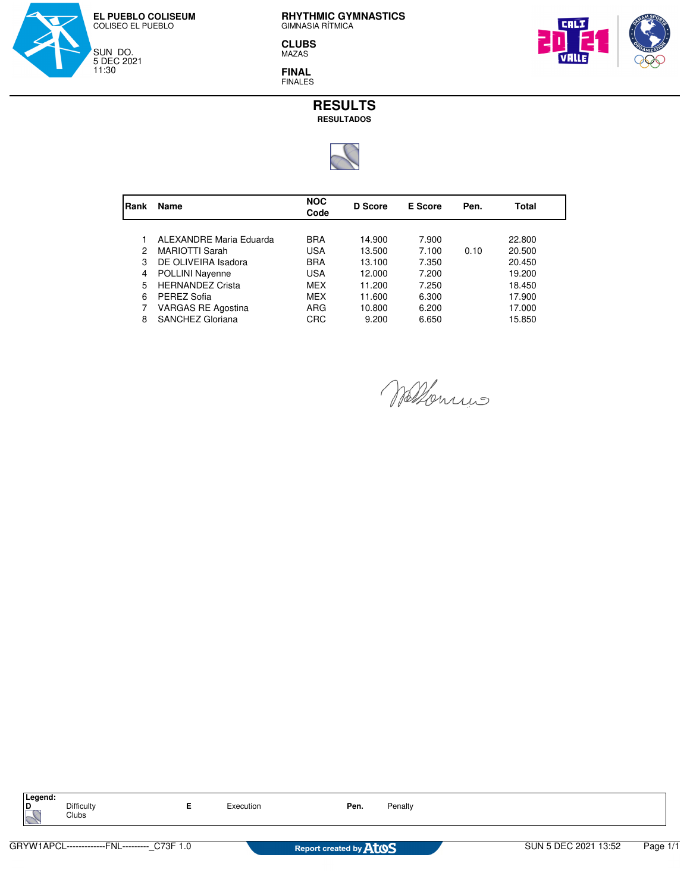**EL PUEBLO COLISEUM**
COLISEO EL PUEBLO

SUN DO.
5 DEC 2021
11:30

**RHYTHMIC GYMNASTICS**
GIMNASIA RÍTMICA

**CLUBS**
MAZAS

**FINAL**
FINALES

# RESULTS
**RESULTADOS**

| Rank | Name | NOC Code | D Score | E Score | Pen. | Total |
|---|---|---|---|---|---|---|
| 1 | ALEXANDRE Maria Eduarda | BRA | 14.900 | 7.900 | | 22.800 |
| 2 | MARIOTTI Sarah | USA | 13.500 | 7.100 | 0.10 | 20.500 |
| 3 | DE OLIVEIRA Isadora | BRA | 13.100 | 7.350 | | 20.450 |
| 4 | POLLINI Nayenne | USA | 12.000 | 7.200 | | 19.200 |
| 5 | HERNANDEZ Crista | MEX | 11.200 | 7.250 | | 18.450 |
| 6 | PEREZ Sofia | MEX | 11.600 | 6.300 | | 17.900 |
| 7 | VARGAS RE Agostina | ARG | 10.800 | 6.200 | | 17.000 |
| 8 | SANCHEZ Gloriana | CRC | 9.200 | 6.650 | | 15.850 |

**Legend:**

| | | | | | |
|---|---|---|---|---|---|
| **D** | Difficulty Clubs | **E** | Execution | **Pen.** | Penalty |

GRYW1APCL-------------FNL---------_C73F 1.0 — Report created by Atos — SUN 5 DEC 2021 13:52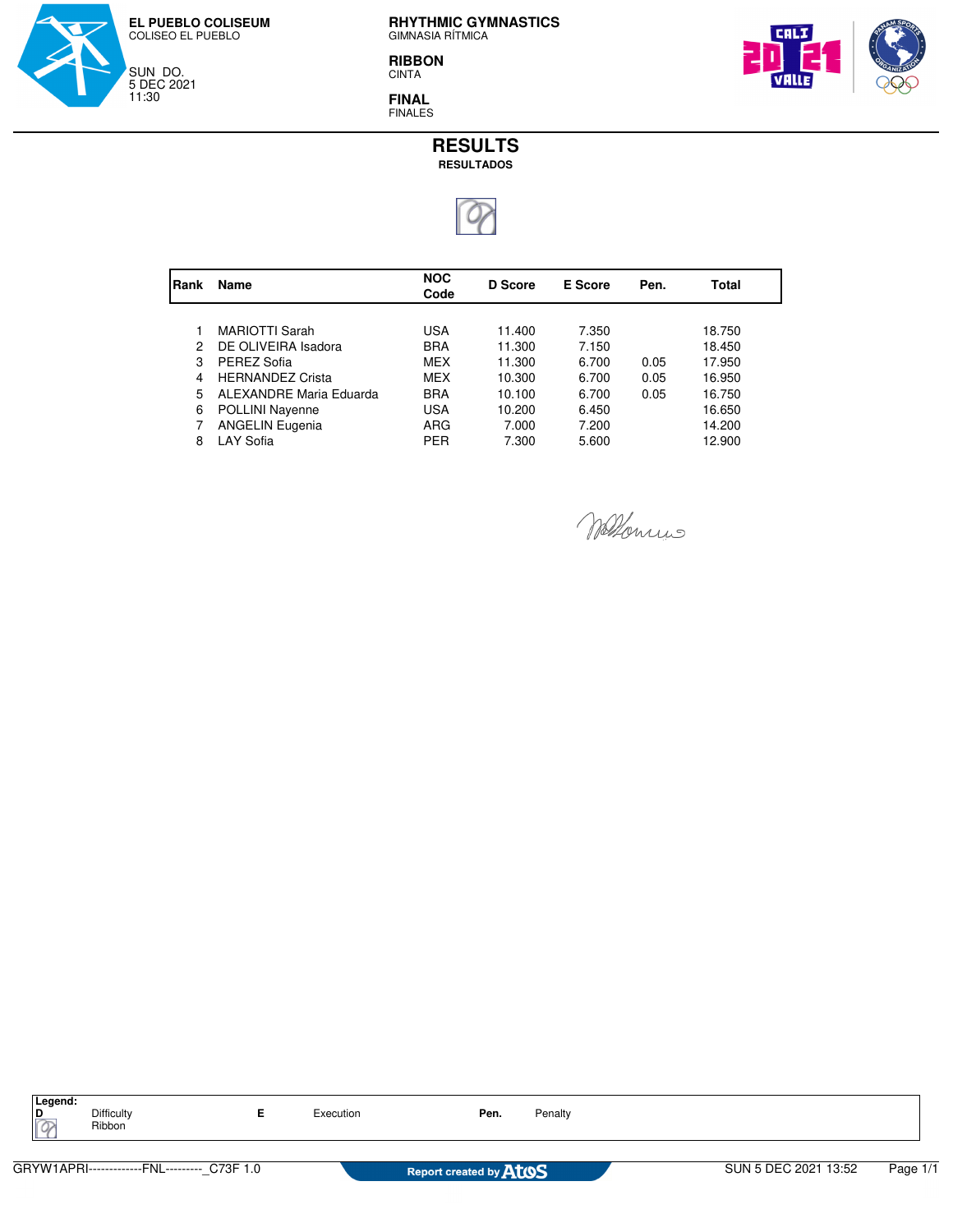**EL PUEBLO COLISEUM**
COLISEO EL PUEBLO

SUN DO.
5 DEC 2021
11:30

**RHYTHMIC GYMNASTICS**
GIMNASIA RÍTMICA

**RIBBON**
CINTA

**FINAL**
FINALES

# RESULTS
**RESULTADOS**

| Rank | Name | NOC Code | D Score | E Score | Pen. | Total |
|---|---|---|---|---|---|---|
| 1 | MARIOTTI Sarah | USA | 11.400 | 7.350 | | 18.750 |
| 2 | DE OLIVEIRA Isadora | BRA | 11.300 | 7.150 | | 18.450 |
| 3 | PEREZ Sofia | MEX | 11.300 | 6.700 | 0.05 | 17.950 |
| 4 | HERNANDEZ Crista | MEX | 10.300 | 6.700 | 0.05 | 16.950 |
| 5 | ALEXANDRE Maria Eduarda | BRA | 10.100 | 6.700 | 0.05 | 16.750 |
| 6 | POLLINI Nayenne | USA | 10.200 | 6.450 | | 16.650 |
| 7 | ANGELIN Eugenia | ARG | 7.000 | 7.200 | | 14.200 |
| 8 | LAY Sofia | PER | 7.300 | 5.600 | | 12.900 |

**Legend:**
**D** Difficulty — **E** Execution — **Pen.** Penalty
Ribbon

GRYW1APRI-------------FNL---------_C73F 1.0 — Report created by Atos — SUN 5 DEC 2021 13:52